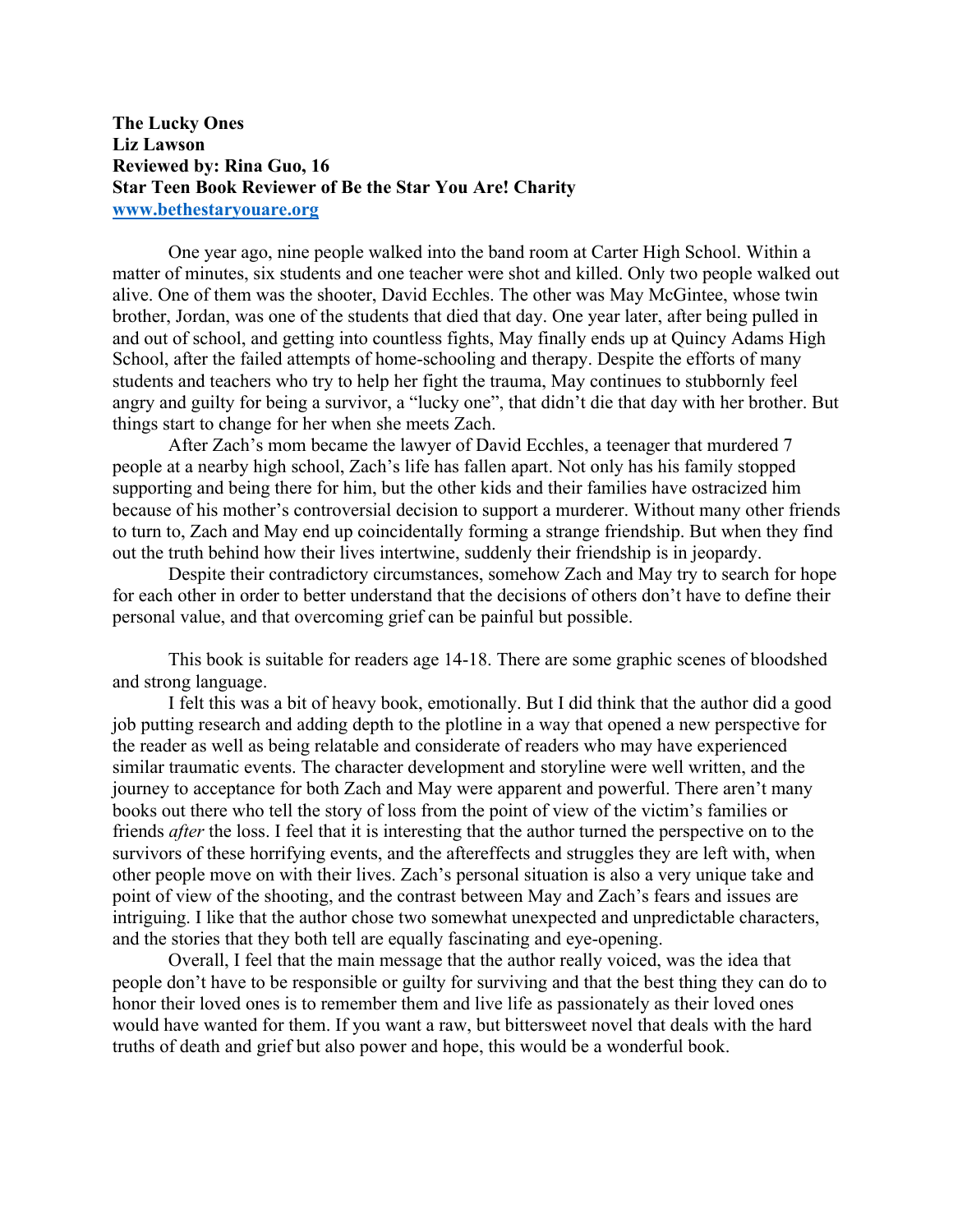**The Lucky Ones**
**Liz Lawson**
**Reviewed by: Rina Guo, 16**
**Star Teen Book Reviewer of Be the Star You Are! Charity**
**[www.bethestaryouare.org](http://www.bethestaryouare.org)**

One year ago, nine people walked into the band room at Carter High School. Within a matter of minutes, six students and one teacher were shot and killed. Only two people walked out alive. One of them was the shooter, David Ecchles. The other was May McGintee, whose twin brother, Jordan, was one of the students that died that day. One year later, after being pulled in and out of school, and getting into countless fights, May finally ends up at Quincy Adams High School, after the failed attempts of home-schooling and therapy. Despite the efforts of many students and teachers who try to help her fight the trauma, May continues to stubbornly feel angry and guilty for being a survivor, a "lucky one", that didn't die that day with her brother. But things start to change for her when she meets Zach.

After Zach's mom became the lawyer of David Ecchles, a teenager that murdered 7 people at a nearby high school, Zach's life has fallen apart. Not only has his family stopped supporting and being there for him, but the other kids and their families have ostracized him because of his mother's controversial decision to support a murderer. Without many other friends to turn to, Zach and May end up coincidentally forming a strange friendship. But when they find out the truth behind how their lives intertwine, suddenly their friendship is in jeopardy.

Despite their contradictory circumstances, somehow Zach and May try to search for hope for each other in order to better understand that the decisions of others don't have to define their personal value, and that overcoming grief can be painful but possible.

This book is suitable for readers age 14-18. There are some graphic scenes of bloodshed and strong language.

I felt this was a bit of heavy book, emotionally. But I did think that the author did a good job putting research and adding depth to the plotline in a way that opened a new perspective for the reader as well as being relatable and considerate of readers who may have experienced similar traumatic events. The character development and storyline were well written, and the journey to acceptance for both Zach and May were apparent and powerful. There aren't many books out there who tell the story of loss from the point of view of the victim's families or friends *after* the loss. I feel that it is interesting that the author turned the perspective on to the survivors of these horrifying events, and the aftereffects and struggles they are left with, when other people move on with their lives. Zach's personal situation is also a very unique take and point of view of the shooting, and the contrast between May and Zach's fears and issues are intriguing. I like that the author chose two somewhat unexpected and unpredictable characters, and the stories that they both tell are equally fascinating and eye-opening.

Overall, I feel that the main message that the author really voiced, was the idea that people don't have to be responsible or guilty for surviving and that the best thing they can do to honor their loved ones is to remember them and live life as passionately as their loved ones would have wanted for them. If you want a raw, but bittersweet novel that deals with the hard truths of death and grief but also power and hope, this would be a wonderful book.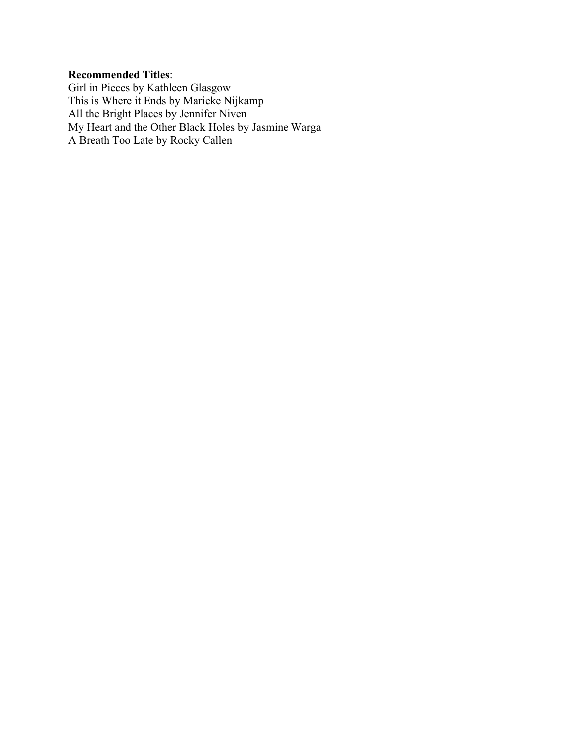**Recommended Titles**:
Girl in Pieces by Kathleen Glasgow
This is Where it Ends by Marieke Nijkamp
All the Bright Places by Jennifer Niven
My Heart and the Other Black Holes by Jasmine Warga
A Breath Too Late by Rocky Callen